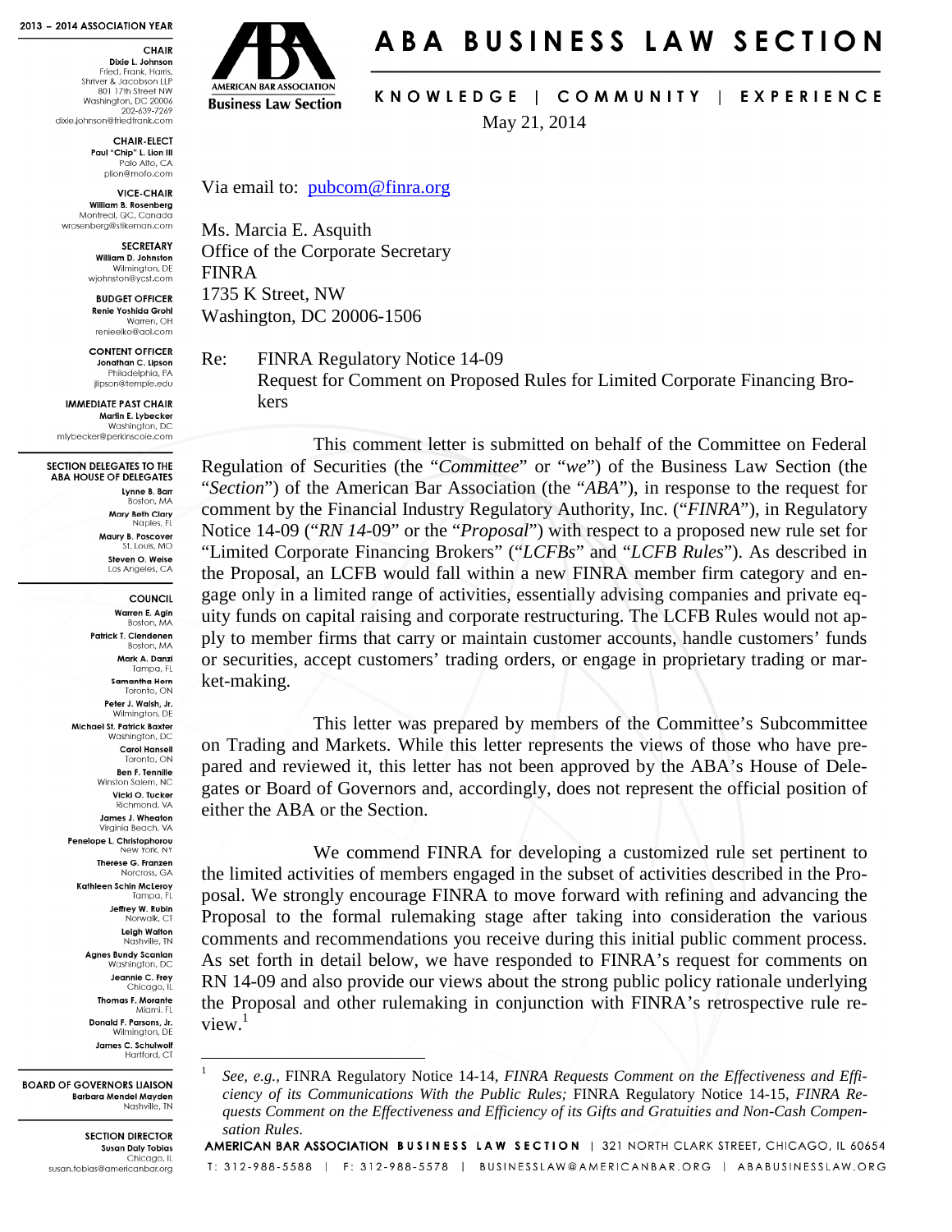# ABA BUSINESS LAW SECTION

KNOWLEDGE | COMMUNITY | EXPERIENCE

**2013 – 2014 ASSOCIATION YEAR**

**CHAIR**
Dixie L. Johnson
Fried, Frank, Harris, Shriver & Jacobson LLP
801 17th Street NW
Washington, DC 20006
202-639-7269
dixie.johnson@friedfrank.com

**CHAIR-ELECT**
Paul "Chip" L. Lion III
Palo Alto, CA
plion@mofo.com

**VICE-CHAIR**
William B. Rosenberg
Montreal, QC, Canada
wrosenberg@stikeman.com

**SECRETARY**
William D. Johnston
Wilmington, DE
wjohnston@ycst.com

**BUDGET OFFICER**
Renie Yoshida Grohl
Warren, OH
renieeiko@aol.com

**CONTENT OFFICER**
Jonathan C. Lipson
Philadelphia, PA
jlipson@temple.edu

**IMMEDIATE PAST CHAIR**
Martin E. Lybecker
Washington, DC
mlybecker@perkinscoie.com

**SECTION DELEGATES TO THE ABA HOUSE OF DELEGATES**
Lynne B. Barr, Boston, MA
Mary Beth Clary, Naples, FL
Maury B. Poscover, St. Louis, MO
Steven O. Weise, Los Angeles, CA

**COUNCIL**
Warren E. Agin, Boston, MA
Patrick T. Clendenen, Boston, MA
Mark A. Danzi, Tampa, FL
Samantha Horn, Toronto, ON
Peter J. Walsh, Jr., Wilmington, DE
Michael St. Patrick Baxter, Washington, DC
Carol Hansell, Toronto, ON
Ben F. Tennille, Winston Salem, NC
Vicki O. Tucker, Richmond, VA
James J. Wheaton, Virginia Beach, VA
Penelope L. Christophorou, New York, NY
Therese G. Franzen, Norcross, GA
Kathleen Schin McLeroy, Tampa, FL
Jeffrey W. Rubin, Norwalk, CT
Leigh Walton, Nashville, TN
Agnes Bundy Scanlan, Washington, DC
Jeannie C. Frey, Chicago, IL
Thomas F. Morante, Miami, FL
Donald F. Parsons, Jr., Wilmington, DE
James C. Schulwolf, Hartford, CT

**BOARD OF GOVERNORS LIAISON**
Barbara Mendel Mayden
Nashville, TN

**SECTION DIRECTOR**
Susan Daly Tobias
Chicago, IL
susan.tobias@americanbar.org

May 21, 2014

Via email to: pubcom@finra.org

Ms. Marcia E. Asquith
Office of the Corporate Secretary
FINRA
1735 K Street, NW
Washington, DC 20006-1506

Re: FINRA Regulatory Notice 14-09
Request for Comment on Proposed Rules for Limited Corporate Financing Brokers

This comment letter is submitted on behalf of the Committee on Federal Regulation of Securities (the "*Committee*" or "*we*") of the Business Law Section (the "*Section*") of the American Bar Association (the "*ABA*"), in response to the request for comment by the Financial Industry Regulatory Authority, Inc. ("*FINRA*"), in Regulatory Notice 14-09 ("*RN 14-09*" or the "*Proposal*") with respect to a proposed new rule set for "Limited Corporate Financing Brokers" ("*LCFBs*" and "*LCFB Rules*"). As described in the Proposal, an LCFB would fall within a new FINRA member firm category and engage only in a limited range of activities, essentially advising companies and private equity funds on capital raising and corporate restructuring. The LCFB Rules would not apply to member firms that carry or maintain customer accounts, handle customers' funds or securities, accept customers' trading orders, or engage in proprietary trading or market-making.

This letter was prepared by members of the Committee's Subcommittee on Trading and Markets. While this letter represents the views of those who have prepared and reviewed it, this letter has not been approved by the ABA's House of Delegates or Board of Governors and, accordingly, does not represent the official position of either the ABA or the Section.

We commend FINRA for developing a customized rule set pertinent to the limited activities of members engaged in the subset of activities described in the Proposal. We strongly encourage FINRA to move forward with refining and advancing the Proposal to the formal rulemaking stage after taking into consideration the various comments and recommendations you receive during this initial public comment process. As set forth in detail below, we have responded to FINRA's request for comments on RN 14-09 and also provide our views about the strong public policy rationale underlying the Proposal and other rulemaking in conjunction with FINRA's retrospective rule review.[1]

[1] *See, e.g.,* FINRA Regulatory Notice 14-14, *FINRA Requests Comment on the Effectiveness and Efficiency of its Communications With the Public Rules;* FINRA Regulatory Notice 14-15, *FINRA Requests Comment on the Effectiveness and Efficiency of its Gifts and Gratuities and Non-Cash Compensation Rules*.

AMERICAN BAR ASSOCIATION BUSINESS LAW SECTION | 321 NORTH CLARK STREET, CHICAGO, IL 60654
T: 312-988-5588 | F: 312-988-5578 | BUSINESSLAW@AMERICANBAR.ORG | ABABUSINESSLAW.ORG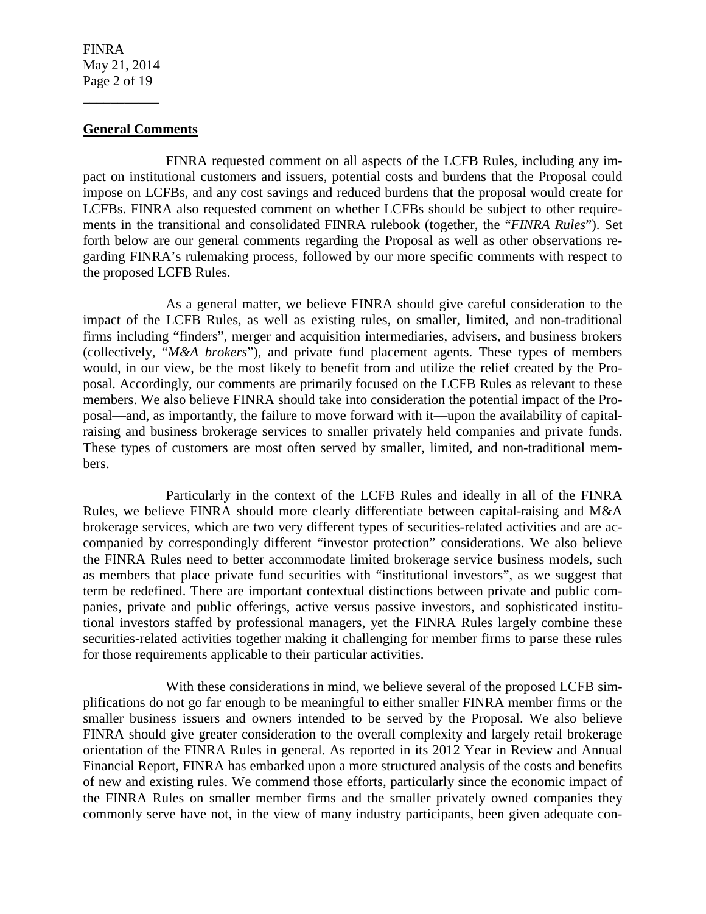## General Comments

FINRA requested comment on all aspects of the LCFB Rules, including any impact on institutional customers and issuers, potential costs and burdens that the Proposal could impose on LCFBs, and any cost savings and reduced burdens that the proposal would create for LCFBs. FINRA also requested comment on whether LCFBs should be subject to other requirements in the transitional and consolidated FINRA rulebook (together, the "*FINRA Rules*"). Set forth below are our general comments regarding the Proposal as well as other observations regarding FINRA's rulemaking process, followed by our more specific comments with respect to the proposed LCFB Rules.

As a general matter, we believe FINRA should give careful consideration to the impact of the LCFB Rules, as well as existing rules, on smaller, limited, and non-traditional firms including "finders", merger and acquisition intermediaries, advisers, and business brokers (collectively, "*M&A brokers*"), and private fund placement agents. These types of members would, in our view, be the most likely to benefit from and utilize the relief created by the Proposal. Accordingly, our comments are primarily focused on the LCFB Rules as relevant to these members. We also believe FINRA should take into consideration the potential impact of the Proposal—and, as importantly, the failure to move forward with it—upon the availability of capital-raising and business brokerage services to smaller privately held companies and private funds. These types of customers are most often served by smaller, limited, and non-traditional members.

Particularly in the context of the LCFB Rules and ideally in all of the FINRA Rules, we believe FINRA should more clearly differentiate between capital-raising and M&A brokerage services, which are two very different types of securities-related activities and are accompanied by correspondingly different "investor protection" considerations. We also believe the FINRA Rules need to better accommodate limited brokerage service business models, such as members that place private fund securities with "institutional investors", as we suggest that term be redefined. There are important contextual distinctions between private and public companies, private and public offerings, active versus passive investors, and sophisticated institutional investors staffed by professional managers, yet the FINRA Rules largely combine these securities-related activities together making it challenging for member firms to parse these rules for those requirements applicable to their particular activities.

With these considerations in mind, we believe several of the proposed LCFB simplifications do not go far enough to be meaningful to either smaller FINRA member firms or the smaller business issuers and owners intended to be served by the Proposal. We also believe FINRA should give greater consideration to the overall complexity and largely retail brokerage orientation of the FINRA Rules in general. As reported in its 2012 Year in Review and Annual Financial Report, FINRA has embarked upon a more structured analysis of the costs and benefits of new and existing rules. We commend those efforts, particularly since the economic impact of the FINRA Rules on smaller member firms and the smaller privately owned companies they commonly serve have not, in the view of many industry participants, been given adequate con-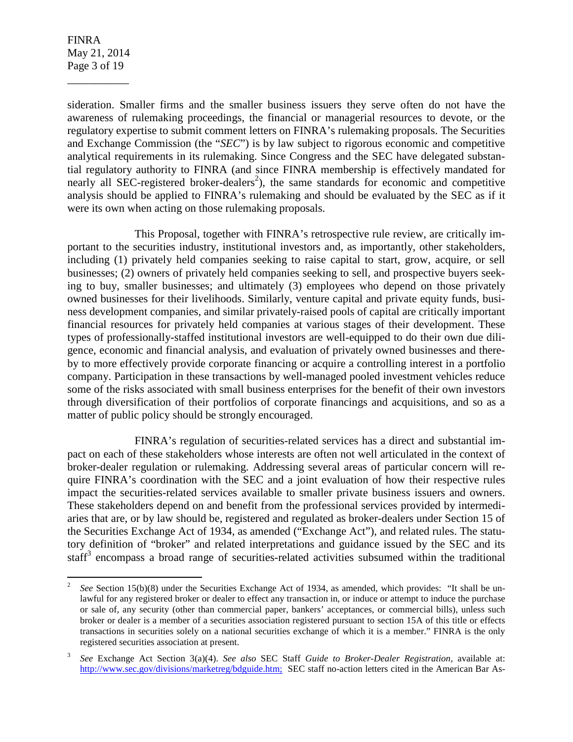sideration. Smaller firms and the smaller business issuers they serve often do not have the awareness of rulemaking proceedings, the financial or managerial resources to devote, or the regulatory expertise to submit comment letters on FINRA's rulemaking proposals. The Securities and Exchange Commission (the "*SEC*") is by law subject to rigorous economic and competitive analytical requirements in its rulemaking. Since Congress and the SEC have delegated substantial regulatory authority to FINRA (and since FINRA membership is effectively mandated for nearly all SEC-registered broker-dealers[2]), the same standards for economic and competitive analysis should be applied to FINRA's rulemaking and should be evaluated by the SEC as if it were its own when acting on those rulemaking proposals.

This Proposal, together with FINRA's retrospective rule review, are critically important to the securities industry, institutional investors and, as importantly, other stakeholders, including (1) privately held companies seeking to raise capital to start, grow, acquire, or sell businesses; (2) owners of privately held companies seeking to sell, and prospective buyers seeking to buy, smaller businesses; and ultimately (3) employees who depend on those privately owned businesses for their livelihoods. Similarly, venture capital and private equity funds, business development companies, and similar privately-raised pools of capital are critically important financial resources for privately held companies at various stages of their development. These types of professionally-staffed institutional investors are well-equipped to do their own due diligence, economic and financial analysis, and evaluation of privately owned businesses and thereby to more effectively provide corporate financing or acquire a controlling interest in a portfolio company. Participation in these transactions by well-managed pooled investment vehicles reduce some of the risks associated with small business enterprises for the benefit of their own investors through diversification of their portfolios of corporate financings and acquisitions, and so as a matter of public policy should be strongly encouraged.

FINRA's regulation of securities-related services has a direct and substantial impact on each of these stakeholders whose interests are often not well articulated in the context of broker-dealer regulation or rulemaking. Addressing several areas of particular concern will require FINRA's coordination with the SEC and a joint evaluation of how their respective rules impact the securities-related services available to smaller private business issuers and owners. These stakeholders depend on and benefit from the professional services provided by intermediaries that are, or by law should be, registered and regulated as broker-dealers under Section 15 of the Securities Exchange Act of 1934, as amended ("Exchange Act"), and related rules. The statutory definition of "broker" and related interpretations and guidance issued by the SEC and its staff[3] encompass a broad range of securities-related activities subsumed within the traditional

---

[2] *See* Section 15(b)(8) under the Securities Exchange Act of 1934, as amended, which provides: "It shall be unlawful for any registered broker or dealer to effect any transaction in, or induce or attempt to induce the purchase or sale of, any security (other than commercial paper, bankers' acceptances, or commercial bills), unless such broker or dealer is a member of a securities association registered pursuant to section 15A of this title or effects transactions in securities solely on a national securities exchange of which it is a member." FINRA is the only registered securities association at present.

[3] *See* Exchange Act Section 3(a)(4). *See also* SEC Staff *Guide to Broker-Dealer Registration*, available at: http://www.sec.gov/divisions/marketreg/bdguide.htm; SEC staff no-action letters cited in the American Bar As-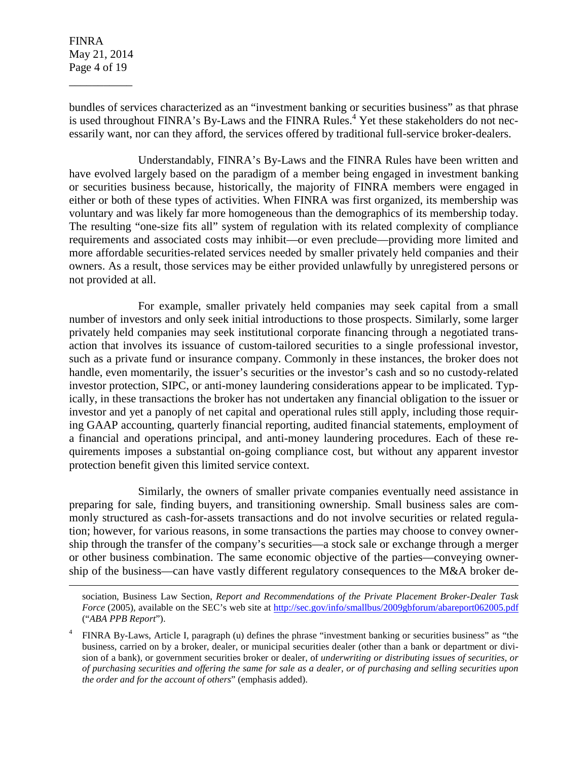bundles of services characterized as an "investment banking or securities business" as that phrase is used throughout FINRA's By-Laws and the FINRA Rules.[4] Yet these stakeholders do not necessarily want, nor can they afford, the services offered by traditional full-service broker-dealers.

Understandably, FINRA's By-Laws and the FINRA Rules have been written and have evolved largely based on the paradigm of a member being engaged in investment banking or securities business because, historically, the majority of FINRA members were engaged in either or both of these types of activities. When FINRA was first organized, its membership was voluntary and was likely far more homogeneous than the demographics of its membership today. The resulting "one-size fits all" system of regulation with its related complexity of compliance requirements and associated costs may inhibit—or even preclude—providing more limited and more affordable securities-related services needed by smaller privately held companies and their owners. As a result, those services may be either provided unlawfully by unregistered persons or not provided at all.

For example, smaller privately held companies may seek capital from a small number of investors and only seek initial introductions to those prospects. Similarly, some larger privately held companies may seek institutional corporate financing through a negotiated transaction that involves its issuance of custom-tailored securities to a single professional investor, such as a private fund or insurance company. Commonly in these instances, the broker does not handle, even momentarily, the issuer's securities or the investor's cash and so no custody-related investor protection, SIPC, or anti-money laundering considerations appear to be implicated. Typically, in these transactions the broker has not undertaken any financial obligation to the issuer or investor and yet a panoply of net capital and operational rules still apply, including those requiring GAAP accounting, quarterly financial reporting, audited financial statements, employment of a financial and operations principal, and anti-money laundering procedures. Each of these requirements imposes a substantial on-going compliance cost, but without any apparent investor protection benefit given this limited service context.

Similarly, the owners of smaller private companies eventually need assistance in preparing for sale, finding buyers, and transitioning ownership. Small business sales are commonly structured as cash-for-assets transactions and do not involve securities or related regulation; however, for various reasons, in some transactions the parties may choose to convey ownership through the transfer of the company's securities—a stock sale or exchange through a merger or other business combination. The same economic objective of the parties—conveying ownership of the business—can have vastly different regulatory consequences to the M&A broker de-

---

sociation, Business Law Section, *Report and Recommendations of the Private Placement Broker-Dealer Task Force* (2005), available on the SEC's web site at http://sec.gov/info/smallbus/2009gbforum/abareport062005.pdf ("*ABA PPB Report*").

[4] FINRA By-Laws, Article I, paragraph (u) defines the phrase "investment banking or securities business" as "the business, carried on by a broker, dealer, or municipal securities dealer (other than a bank or department or division of a bank), or government securities broker or dealer, of *underwriting or distributing issues of securities, or of purchasing securities and offering the same for sale as a dealer, or of purchasing and selling securities upon the order and for the account of others*" (emphasis added).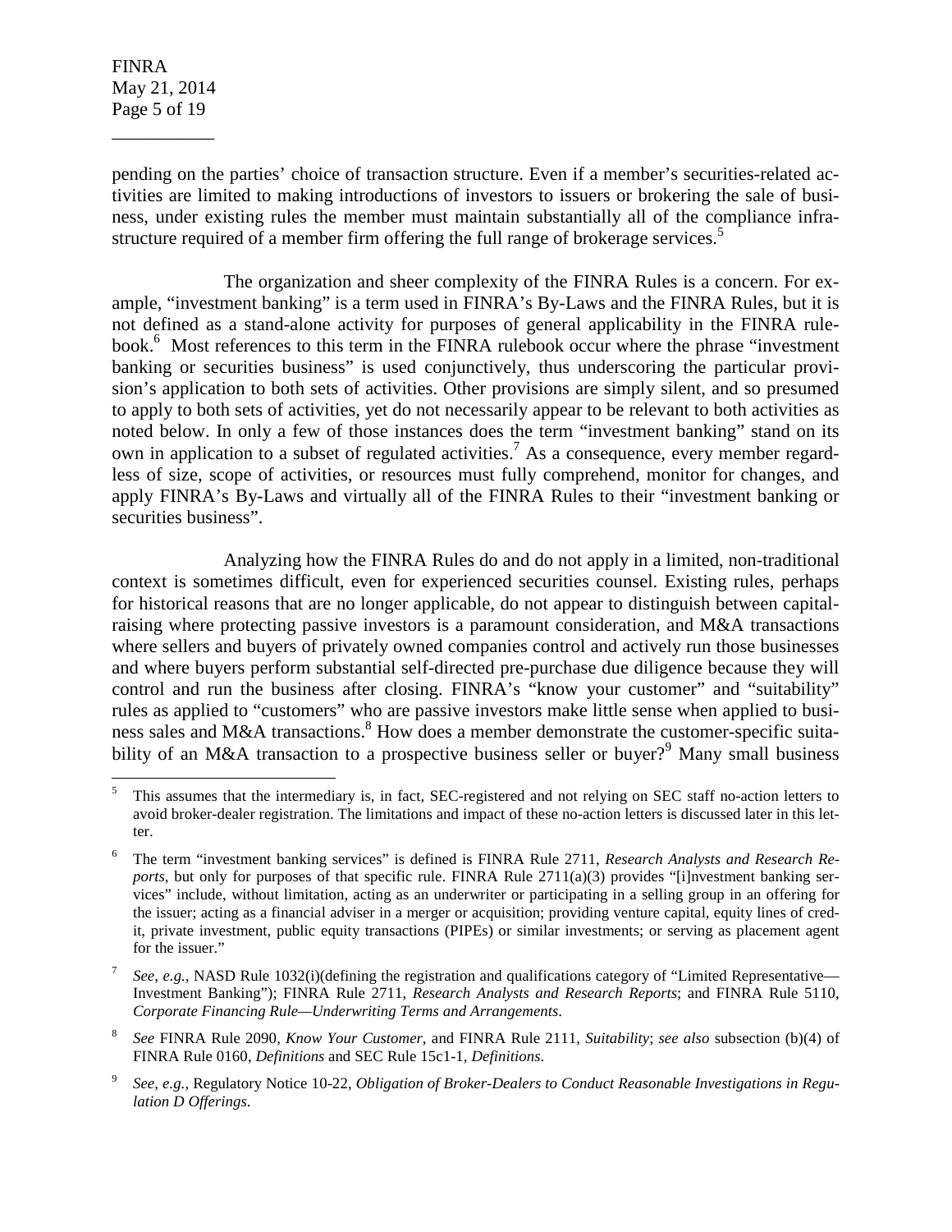pending on the parties' choice of transaction structure. Even if a member's securities-related activities are limited to making introductions of investors to issuers or brokering the sale of business, under existing rules the member must maintain substantially all of the compliance infrastructure required of a member firm offering the full range of brokerage services.[5]

The organization and sheer complexity of the FINRA Rules is a concern. For example, "investment banking" is a term used in FINRA's By-Laws and the FINRA Rules, but it is not defined as a stand-alone activity for purposes of general applicability in the FINRA rulebook.[6] Most references to this term in the FINRA rulebook occur where the phrase "investment banking or securities business" is used conjunctively, thus underscoring the particular provision's application to both sets of activities. Other provisions are simply silent, and so presumed to apply to both sets of activities, yet do not necessarily appear to be relevant to both activities as noted below. In only a few of those instances does the term "investment banking" stand on its own in application to a subset of regulated activities.[7] As a consequence, every member regardless of size, scope of activities, or resources must fully comprehend, monitor for changes, and apply FINRA's By-Laws and virtually all of the FINRA Rules to their "investment banking or securities business".

Analyzing how the FINRA Rules do and do not apply in a limited, non-traditional context is sometimes difficult, even for experienced securities counsel. Existing rules, perhaps for historical reasons that are no longer applicable, do not appear to distinguish between capital-raising where protecting passive investors is a paramount consideration, and M&A transactions where sellers and buyers of privately owned companies control and actively run those businesses and where buyers perform substantial self-directed pre-purchase due diligence because they will control and run the business after closing. FINRA's "know your customer" and "suitability" rules as applied to "customers" who are passive investors make little sense when applied to business sales and M&A transactions.[8] How does a member demonstrate the customer-specific suitability of an M&A transaction to a prospective business seller or buyer?[9] Many small business

---

[5] This assumes that the intermediary is, in fact, SEC-registered and not relying on SEC staff no-action letters to avoid broker-dealer registration. The limitations and impact of these no-action letters is discussed later in this letter.

[6] The term "investment banking services" is defined is FINRA Rule 2711, *Research Analysts and Research Reports*, but only for purposes of that specific rule. FINRA Rule 2711(a)(3) provides "[i]nvestment banking services" include, without limitation, acting as an underwriter or participating in a selling group in an offering for the issuer; acting as a financial adviser in a merger or acquisition; providing venture capital, equity lines of credit, private investment, public equity transactions (PIPEs) or similar investments; or serving as placement agent for the issuer."

[7] *See, e.g.,* NASD Rule 1032(i)(defining the registration and qualifications category of "Limited Representative—Investment Banking"); FINRA Rule 2711, *Research Analysts and Research Reports*; and FINRA Rule 5110, *Corporate Financing Rule—Underwriting Terms and Arrangements*.

[8] *See* FINRA Rule 2090, *Know Your Customer*, and FINRA Rule 2111, *Suitability*; *see also* subsection (b)(4) of FINRA Rule 0160, *Definitions* and SEC Rule 15c1-1, *Definitions*.

[9] *See, e.g.*, Regulatory Notice 10-22, *Obligation of Broker-Dealers to Conduct Reasonable Investigations in Regulation D Offerings*.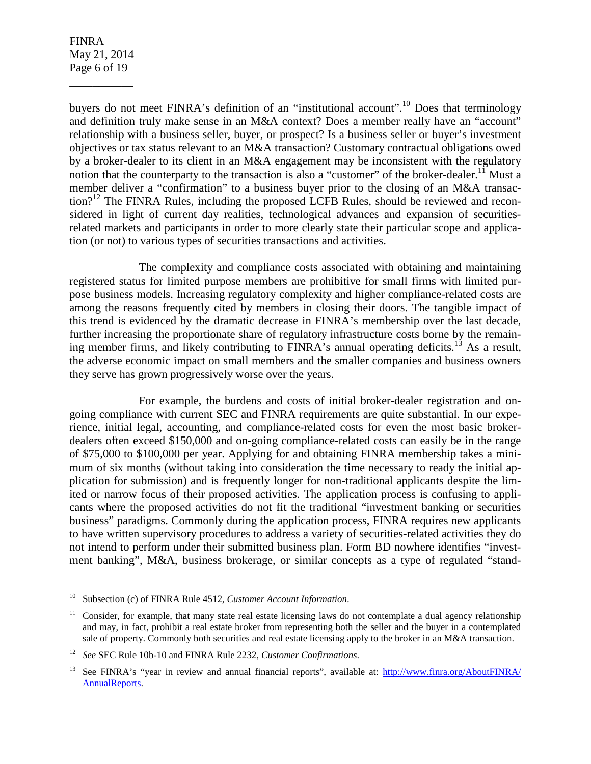buyers do not meet FINRA's definition of an "institutional account".[10] Does that terminology and definition truly make sense in an M&A context? Does a member really have an "account" relationship with a business seller, buyer, or prospect? Is a business seller or buyer's investment objectives or tax status relevant to an M&A transaction? Customary contractual obligations owed by a broker-dealer to its client in an M&A engagement may be inconsistent with the regulatory notion that the counterparty to the transaction is also a "customer" of the broker-dealer.[11] Must a member deliver a "confirmation" to a business buyer prior to the closing of an M&A transaction?[12] The FINRA Rules, including the proposed LCFB Rules, should be reviewed and reconsidered in light of current day realities, technological advances and expansion of securities-related markets and participants in order to more clearly state their particular scope and application (or not) to various types of securities transactions and activities.

The complexity and compliance costs associated with obtaining and maintaining registered status for limited purpose members are prohibitive for small firms with limited purpose business models. Increasing regulatory complexity and higher compliance-related costs are among the reasons frequently cited by members in closing their doors. The tangible impact of this trend is evidenced by the dramatic decrease in FINRA's membership over the last decade, further increasing the proportionate share of regulatory infrastructure costs borne by the remaining member firms, and likely contributing to FINRA's annual operating deficits.[13] As a result, the adverse economic impact on small members and the smaller companies and business owners they serve has grown progressively worse over the years.

For example, the burdens and costs of initial broker-dealer registration and on-going compliance with current SEC and FINRA requirements are quite substantial. In our experience, initial legal, accounting, and compliance-related costs for even the most basic broker-dealers often exceed $150,000 and on-going compliance-related costs can easily be in the range of $75,000 to $100,000 per year. Applying for and obtaining FINRA membership takes a minimum of six months (without taking into consideration the time necessary to ready the initial application for submission) and is frequently longer for non-traditional applicants despite the limited or narrow focus of their proposed activities. The application process is confusing to applicants where the proposed activities do not fit the traditional "investment banking or securities business" paradigms. Commonly during the application process, FINRA requires new applicants to have written supervisory procedures to address a variety of securities-related activities they do not intend to perform under their submitted business plan. Form BD nowhere identifies "investment banking", M&A, business brokerage, or similar concepts as a type of regulated "stand-

---

[10] Subsection (c) of FINRA Rule 4512, *Customer Account Information*.

[11] Consider, for example, that many state real estate licensing laws do not contemplate a dual agency relationship and may, in fact, prohibit a real estate broker from representing both the seller and the buyer in a contemplated sale of property. Commonly both securities and real estate licensing apply to the broker in an M&A transaction.

[12] *See* SEC Rule 10b-10 and FINRA Rule 2232, *Customer Confirmations*.

[13] See FINRA's "year in review and annual financial reports", available at: http://www.finra.org/AboutFINRA/AnnualReports.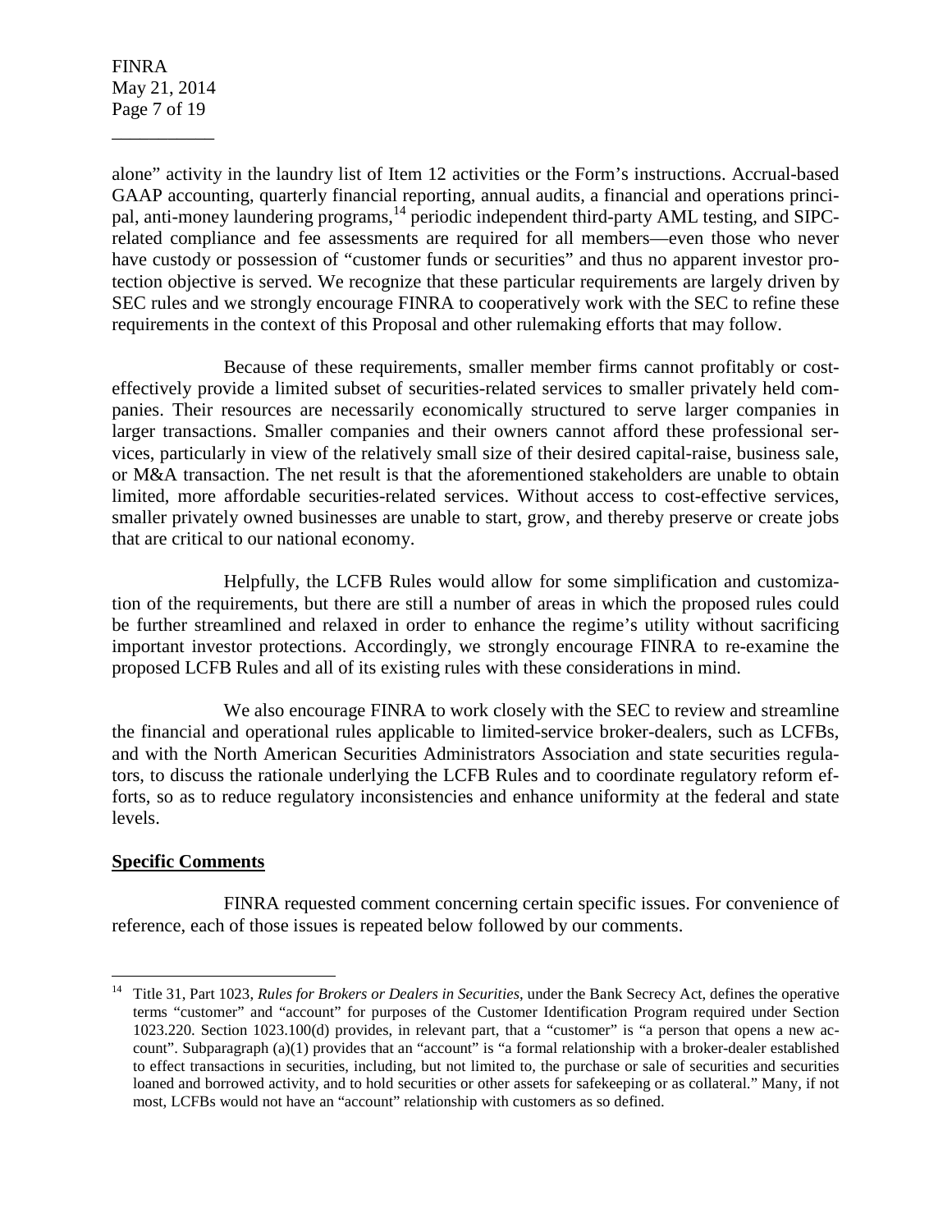alone" activity in the laundry list of Item 12 activities or the Form's instructions. Accrual-based GAAP accounting, quarterly financial reporting, annual audits, a financial and operations principal, anti-money laundering programs,[14] periodic independent third-party AML testing, and SIPC-related compliance and fee assessments are required for all members—even those who never have custody or possession of "customer funds or securities" and thus no apparent investor protection objective is served. We recognize that these particular requirements are largely driven by SEC rules and we strongly encourage FINRA to cooperatively work with the SEC to refine these requirements in the context of this Proposal and other rulemaking efforts that may follow.

Because of these requirements, smaller member firms cannot profitably or cost-effectively provide a limited subset of securities-related services to smaller privately held companies. Their resources are necessarily economically structured to serve larger companies in larger transactions. Smaller companies and their owners cannot afford these professional services, particularly in view of the relatively small size of their desired capital-raise, business sale, or M&A transaction. The net result is that the aforementioned stakeholders are unable to obtain limited, more affordable securities-related services. Without access to cost-effective services, smaller privately owned businesses are unable to start, grow, and thereby preserve or create jobs that are critical to our national economy.

Helpfully, the LCFB Rules would allow for some simplification and customization of the requirements, but there are still a number of areas in which the proposed rules could be further streamlined and relaxed in order to enhance the regime's utility without sacrificing important investor protections. Accordingly, we strongly encourage FINRA to re-examine the proposed LCFB Rules and all of its existing rules with these considerations in mind.

We also encourage FINRA to work closely with the SEC to review and streamline the financial and operational rules applicable to limited-service broker-dealers, such as LCFBs, and with the North American Securities Administrators Association and state securities regulators, to discuss the rationale underlying the LCFB Rules and to coordinate regulatory reform efforts, so as to reduce regulatory inconsistencies and enhance uniformity at the federal and state levels.

**Specific Comments**

FINRA requested comment concerning certain specific issues. For convenience of reference, each of those issues is repeated below followed by our comments.

[14] Title 31, Part 1023, *Rules for Brokers or Dealers in Securities*, under the Bank Secrecy Act, defines the operative terms "customer" and "account" for purposes of the Customer Identification Program required under Section 1023.220. Section 1023.100(d) provides, in relevant part, that a "customer" is "a person that opens a new account". Subparagraph (a)(1) provides that an "account" is "a formal relationship with a broker-dealer established to effect transactions in securities, including, but not limited to, the purchase or sale of securities and securities loaned and borrowed activity, and to hold securities or other assets for safekeeping or as collateral." Many, if not most, LCFBs would not have an "account" relationship with customers as so defined.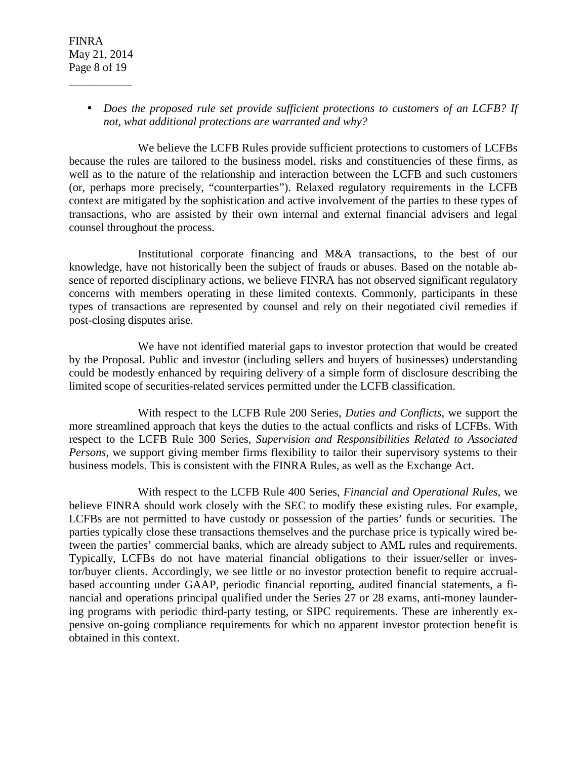- *Does the proposed rule set provide sufficient protections to customers of an LCFB? If not, what additional protections are warranted and why?*

We believe the LCFB Rules provide sufficient protections to customers of LCFBs because the rules are tailored to the business model, risks and constituencies of these firms, as well as to the nature of the relationship and interaction between the LCFB and such customers (or, perhaps more precisely, "counterparties"). Relaxed regulatory requirements in the LCFB context are mitigated by the sophistication and active involvement of the parties to these types of transactions, who are assisted by their own internal and external financial advisers and legal counsel throughout the process.

Institutional corporate financing and M&A transactions, to the best of our knowledge, have not historically been the subject of frauds or abuses. Based on the notable absence of reported disciplinary actions, we believe FINRA has not observed significant regulatory concerns with members operating in these limited contexts. Commonly, participants in these types of transactions are represented by counsel and rely on their negotiated civil remedies if post-closing disputes arise.

We have not identified material gaps to investor protection that would be created by the Proposal. Public and investor (including sellers and buyers of businesses) understanding could be modestly enhanced by requiring delivery of a simple form of disclosure describing the limited scope of securities-related services permitted under the LCFB classification.

With respect to the LCFB Rule 200 Series, *Duties and Conflicts*, we support the more streamlined approach that keys the duties to the actual conflicts and risks of LCFBs. With respect to the LCFB Rule 300 Series, *Supervision and Responsibilities Related to Associated Persons*, we support giving member firms flexibility to tailor their supervisory systems to their business models. This is consistent with the FINRA Rules, as well as the Exchange Act.

With respect to the LCFB Rule 400 Series, *Financial and Operational Rules*, we believe FINRA should work closely with the SEC to modify these existing rules. For example, LCFBs are not permitted to have custody or possession of the parties' funds or securities. The parties typically close these transactions themselves and the purchase price is typically wired between the parties' commercial banks, which are already subject to AML rules and requirements. Typically, LCFBs do not have material financial obligations to their issuer/seller or investor/buyer clients. Accordingly, we see little or no investor protection benefit to require accrual-based accounting under GAAP, periodic financial reporting, audited financial statements, a financial and operations principal qualified under the Series 27 or 28 exams, anti-money laundering programs with periodic third-party testing, or SIPC requirements. These are inherently expensive on-going compliance requirements for which no apparent investor protection benefit is obtained in this context.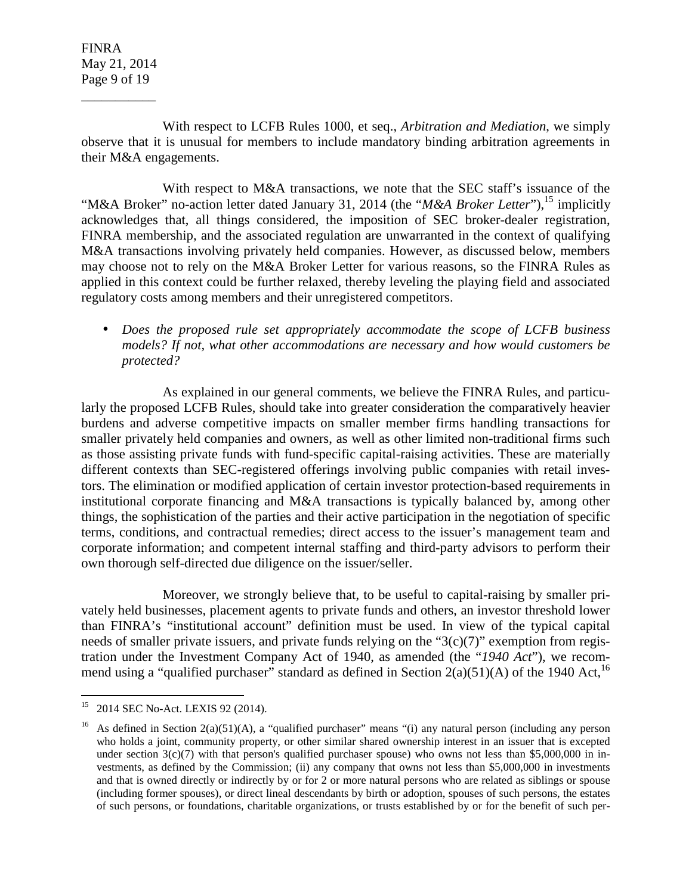With respect to LCFB Rules 1000, et seq., *Arbitration and Mediation*, we simply observe that it is unusual for members to include mandatory binding arbitration agreements in their M&A engagements.

With respect to M&A transactions, we note that the SEC staff's issuance of the "M&A Broker" no-action letter dated January 31, 2014 (the "*M&A Broker Letter*"),[15] implicitly acknowledges that, all things considered, the imposition of SEC broker-dealer registration, FINRA membership, and the associated regulation are unwarranted in the context of qualifying M&A transactions involving privately held companies. However, as discussed below, members may choose not to rely on the M&A Broker Letter for various reasons, so the FINRA Rules as applied in this context could be further relaxed, thereby leveling the playing field and associated regulatory costs among members and their unregistered competitors.

- *Does the proposed rule set appropriately accommodate the scope of LCFB business models? If not, what other accommodations are necessary and how would customers be protected?*

As explained in our general comments, we believe the FINRA Rules, and particularly the proposed LCFB Rules, should take into greater consideration the comparatively heavier burdens and adverse competitive impacts on smaller member firms handling transactions for smaller privately held companies and owners, as well as other limited non-traditional firms such as those assisting private funds with fund-specific capital-raising activities. These are materially different contexts than SEC-registered offerings involving public companies with retail investors. The elimination or modified application of certain investor protection-based requirements in institutional corporate financing and M&A transactions is typically balanced by, among other things, the sophistication of the parties and their active participation in the negotiation of specific terms, conditions, and contractual remedies; direct access to the issuer's management team and corporate information; and competent internal staffing and third-party advisors to perform their own thorough self-directed due diligence on the issuer/seller.

Moreover, we strongly believe that, to be useful to capital-raising by smaller privately held businesses, placement agents to private funds and others, an investor threshold lower than FINRA's "institutional account" definition must be used. In view of the typical capital needs of smaller private issuers, and private funds relying on the "3(c)(7)" exemption from registration under the Investment Company Act of 1940, as amended (the "*1940 Act*"), we recommend using a "qualified purchaser" standard as defined in Section 2(a)(51)(A) of the 1940 Act,[16]

---

[15] 2014 SEC No-Act. LEXIS 92 (2014).

[16] As defined in Section 2(a)(51)(A), a "qualified purchaser" means "(i) any natural person (including any person who holds a joint, community property, or other similar shared ownership interest in an issuer that is excepted under section 3(c)(7) with that person's qualified purchaser spouse) who owns not less than \$5,000,000 in investments, as defined by the Commission; (ii) any company that owns not less than \$5,000,000 in investments and that is owned directly or indirectly by or for 2 or more natural persons who are related as siblings or spouse (including former spouses), or direct lineal descendants by birth or adoption, spouses of such persons, the estates of such persons, or foundations, charitable organizations, or trusts established by or for the benefit of such per-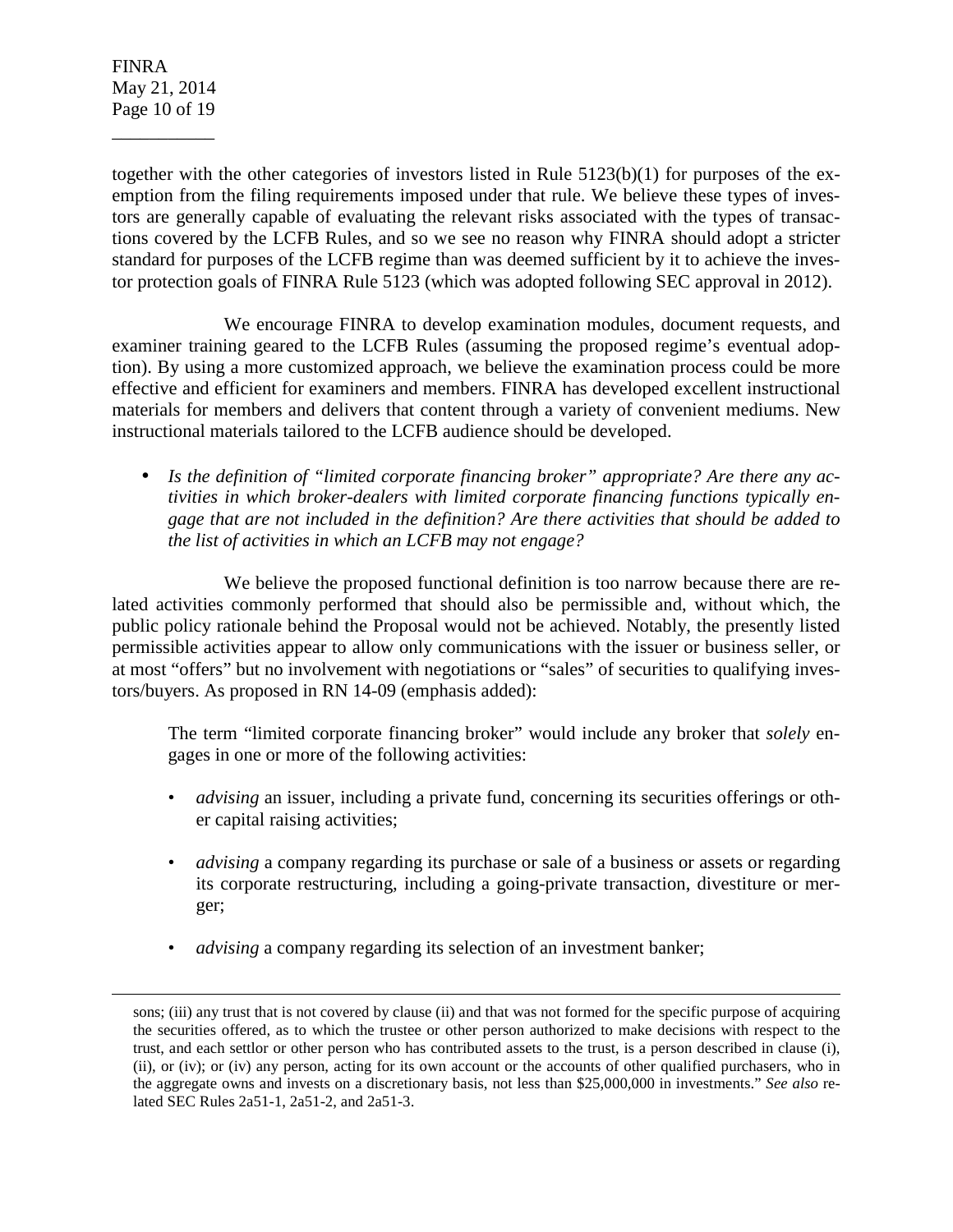together with the other categories of investors listed in Rule 5123(b)(1) for purposes of the exemption from the filing requirements imposed under that rule. We believe these types of investors are generally capable of evaluating the relevant risks associated with the types of transactions covered by the LCFB Rules, and so we see no reason why FINRA should adopt a stricter standard for purposes of the LCFB regime than was deemed sufficient by it to achieve the investor protection goals of FINRA Rule 5123 (which was adopted following SEC approval in 2012).

We encourage FINRA to develop examination modules, document requests, and examiner training geared to the LCFB Rules (assuming the proposed regime's eventual adoption). By using a more customized approach, we believe the examination process could be more effective and efficient for examiners and members. FINRA has developed excellent instructional materials for members and delivers that content through a variety of convenient mediums. New instructional materials tailored to the LCFB audience should be developed.

- *Is the definition of "limited corporate financing broker" appropriate? Are there any activities in which broker-dealers with limited corporate financing functions typically engage that are not included in the definition? Are there activities that should be added to the list of activities in which an LCFB may not engage?*

We believe the proposed functional definition is too narrow because there are related activities commonly performed that should also be permissible and, without which, the public policy rationale behind the Proposal would not be achieved. Notably, the presently listed permissible activities appear to allow only communications with the issuer or business seller, or at most "offers" but no involvement with negotiations or "sales" of securities to qualifying investors/buyers. As proposed in RN 14-09 (emphasis added):

> The term "limited corporate financing broker" would include any broker that *solely* engages in one or more of the following activities:
>
> - *advising* an issuer, including a private fund, concerning its securities offerings or other capital raising activities;
> - *advising* a company regarding its purchase or sale of a business or assets or regarding its corporate restructuring, including a going-private transaction, divestiture or merger;
> - *advising* a company regarding its selection of an investment banker;

---

sons; (iii) any trust that is not covered by clause (ii) and that was not formed for the specific purpose of acquiring the securities offered, as to which the trustee or other person authorized to make decisions with respect to the trust, and each settlor or other person who has contributed assets to the trust, is a person described in clause (i), (ii), or (iv); or (iv) any person, acting for its own account or the accounts of other qualified purchasers, who in the aggregate owns and invests on a discretionary basis, not less than $25,000,000 in investments." *See also* related SEC Rules 2a51-1, 2a51-2, and 2a51-3.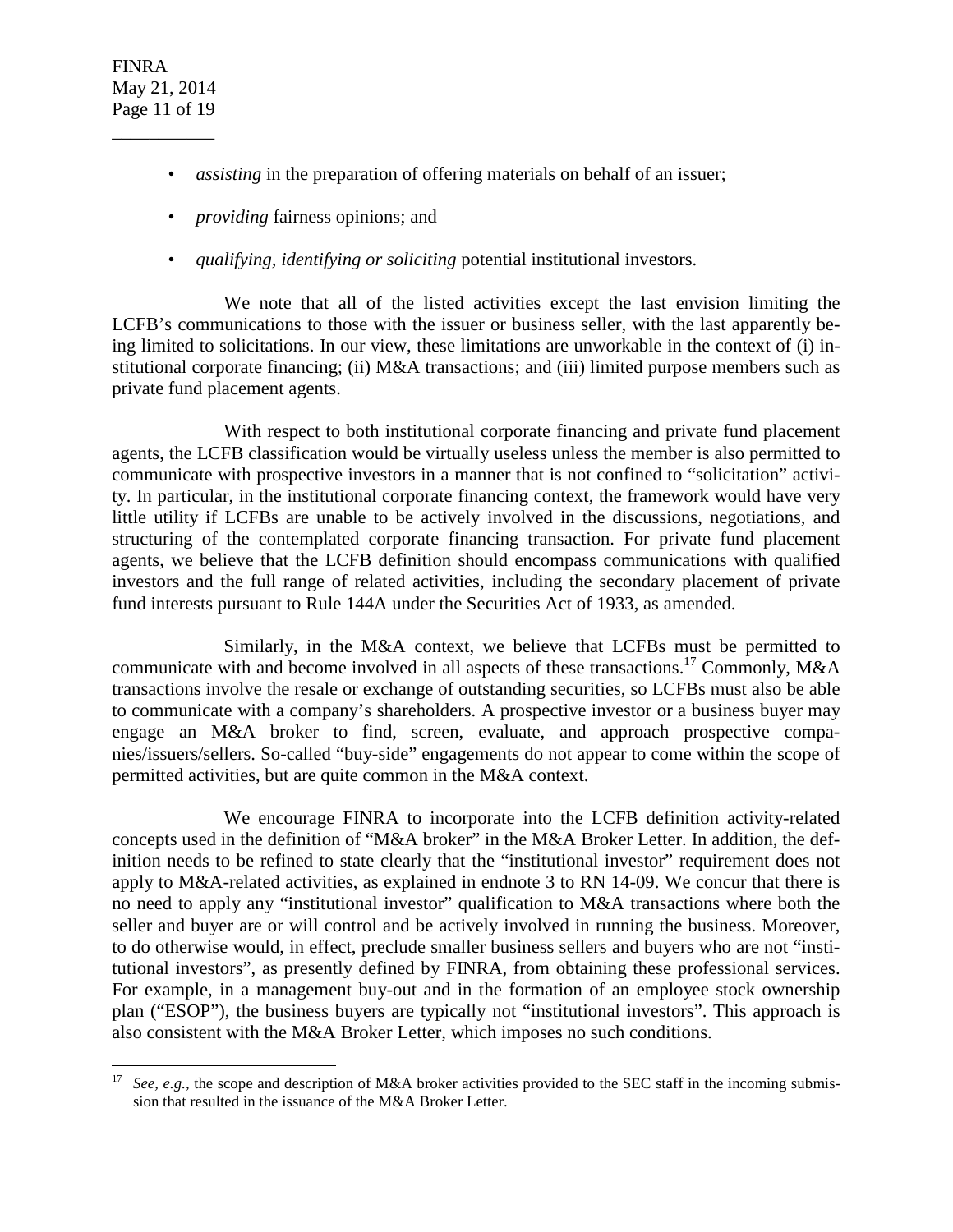- *assisting* in the preparation of offering materials on behalf of an issuer;
- *providing* fairness opinions; and
- *qualifying, identifying or soliciting* potential institutional investors.

We note that all of the listed activities except the last envision limiting the LCFB's communications to those with the issuer or business seller, with the last apparently being limited to solicitations. In our view, these limitations are unworkable in the context of (i) institutional corporate financing; (ii) M&A transactions; and (iii) limited purpose members such as private fund placement agents.

With respect to both institutional corporate financing and private fund placement agents, the LCFB classification would be virtually useless unless the member is also permitted to communicate with prospective investors in a manner that is not confined to "solicitation" activity. In particular, in the institutional corporate financing context, the framework would have very little utility if LCFBs are unable to be actively involved in the discussions, negotiations, and structuring of the contemplated corporate financing transaction. For private fund placement agents, we believe that the LCFB definition should encompass communications with qualified investors and the full range of related activities, including the secondary placement of private fund interests pursuant to Rule 144A under the Securities Act of 1933, as amended.

Similarly, in the M&A context, we believe that LCFBs must be permitted to communicate with and become involved in all aspects of these transactions.[17] Commonly, M&A transactions involve the resale or exchange of outstanding securities, so LCFBs must also be able to communicate with a company's shareholders. A prospective investor or a business buyer may engage an M&A broker to find, screen, evaluate, and approach prospective companies/issuers/sellers. So-called "buy-side" engagements do not appear to come within the scope of permitted activities, but are quite common in the M&A context.

We encourage FINRA to incorporate into the LCFB definition activity-related concepts used in the definition of "M&A broker" in the M&A Broker Letter. In addition, the definition needs to be refined to state clearly that the "institutional investor" requirement does not apply to M&A-related activities, as explained in endnote 3 to RN 14-09. We concur that there is no need to apply any "institutional investor" qualification to M&A transactions where both the seller and buyer are or will control and be actively involved in running the business. Moreover, to do otherwise would, in effect, preclude smaller business sellers and buyers who are not "institutional investors", as presently defined by FINRA, from obtaining these professional services. For example, in a management buy-out and in the formation of an employee stock ownership plan ("ESOP"), the business buyers are typically not "institutional investors". This approach is also consistent with the M&A Broker Letter, which imposes no such conditions.

---

[17] *See, e.g.*, the scope and description of M&A broker activities provided to the SEC staff in the incoming submission that resulted in the issuance of the M&A Broker Letter.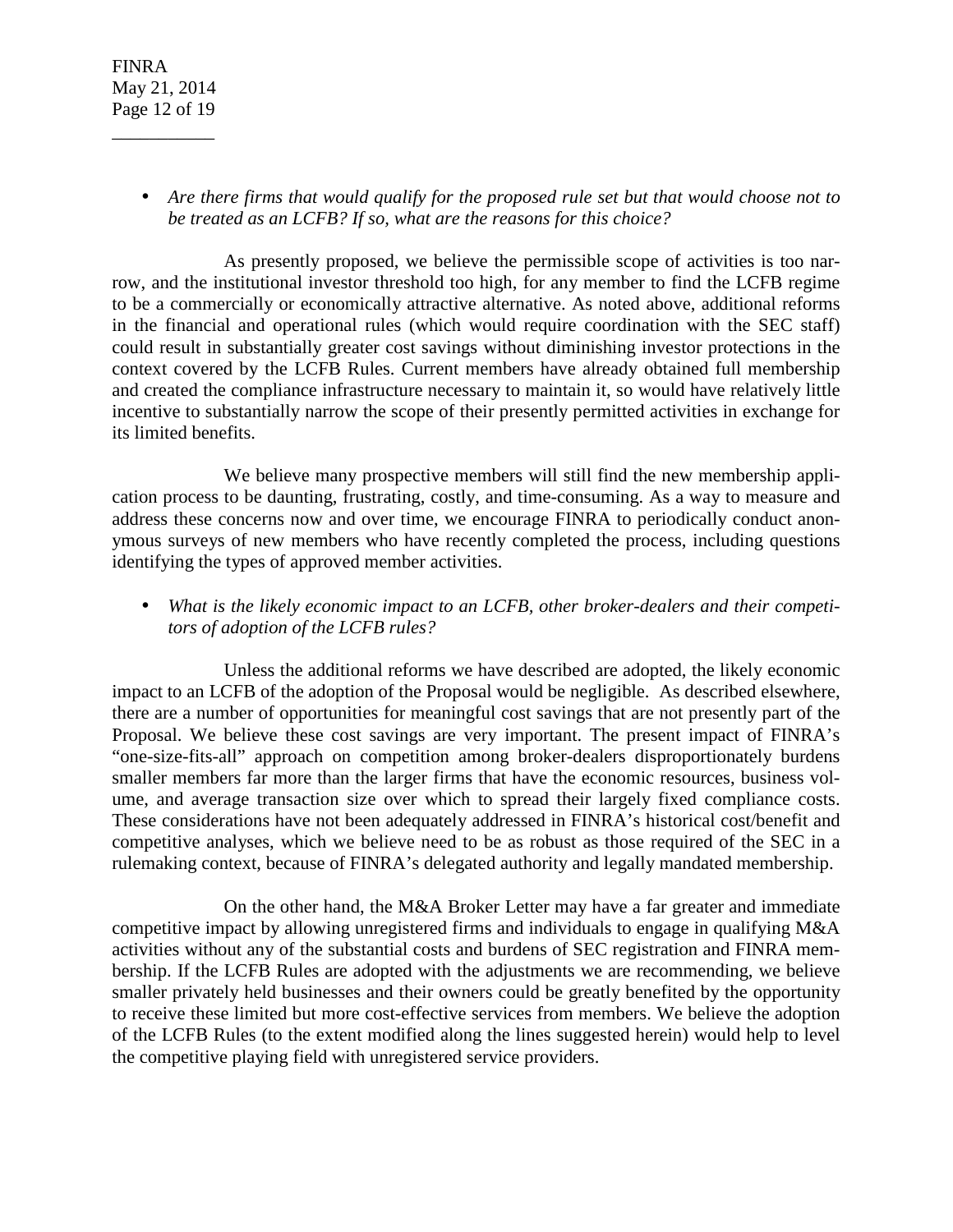- *Are there firms that would qualify for the proposed rule set but that would choose not to be treated as an LCFB? If so, what are the reasons for this choice?*

As presently proposed, we believe the permissible scope of activities is too narrow, and the institutional investor threshold too high, for any member to find the LCFB regime to be a commercially or economically attractive alternative. As noted above, additional reforms in the financial and operational rules (which would require coordination with the SEC staff) could result in substantially greater cost savings without diminishing investor protections in the context covered by the LCFB Rules. Current members have already obtained full membership and created the compliance infrastructure necessary to maintain it, so would have relatively little incentive to substantially narrow the scope of their presently permitted activities in exchange for its limited benefits.

We believe many prospective members will still find the new membership application process to be daunting, frustrating, costly, and time-consuming. As a way to measure and address these concerns now and over time, we encourage FINRA to periodically conduct anonymous surveys of new members who have recently completed the process, including questions identifying the types of approved member activities.

- *What is the likely economic impact to an LCFB, other broker-dealers and their competitors of adoption of the LCFB rules?*

Unless the additional reforms we have described are adopted, the likely economic impact to an LCFB of the adoption of the Proposal would be negligible. As described elsewhere, there are a number of opportunities for meaningful cost savings that are not presently part of the Proposal. We believe these cost savings are very important. The present impact of FINRA's "one-size-fits-all" approach on competition among broker-dealers disproportionately burdens smaller members far more than the larger firms that have the economic resources, business volume, and average transaction size over which to spread their largely fixed compliance costs. These considerations have not been adequately addressed in FINRA's historical cost/benefit and competitive analyses, which we believe need to be as robust as those required of the SEC in a rulemaking context, because of FINRA's delegated authority and legally mandated membership.

On the other hand, the M&A Broker Letter may have a far greater and immediate competitive impact by allowing unregistered firms and individuals to engage in qualifying M&A activities without any of the substantial costs and burdens of SEC registration and FINRA membership. If the LCFB Rules are adopted with the adjustments we are recommending, we believe smaller privately held businesses and their owners could be greatly benefited by the opportunity to receive these limited but more cost-effective services from members. We believe the adoption of the LCFB Rules (to the extent modified along the lines suggested herein) would help to level the competitive playing field with unregistered service providers.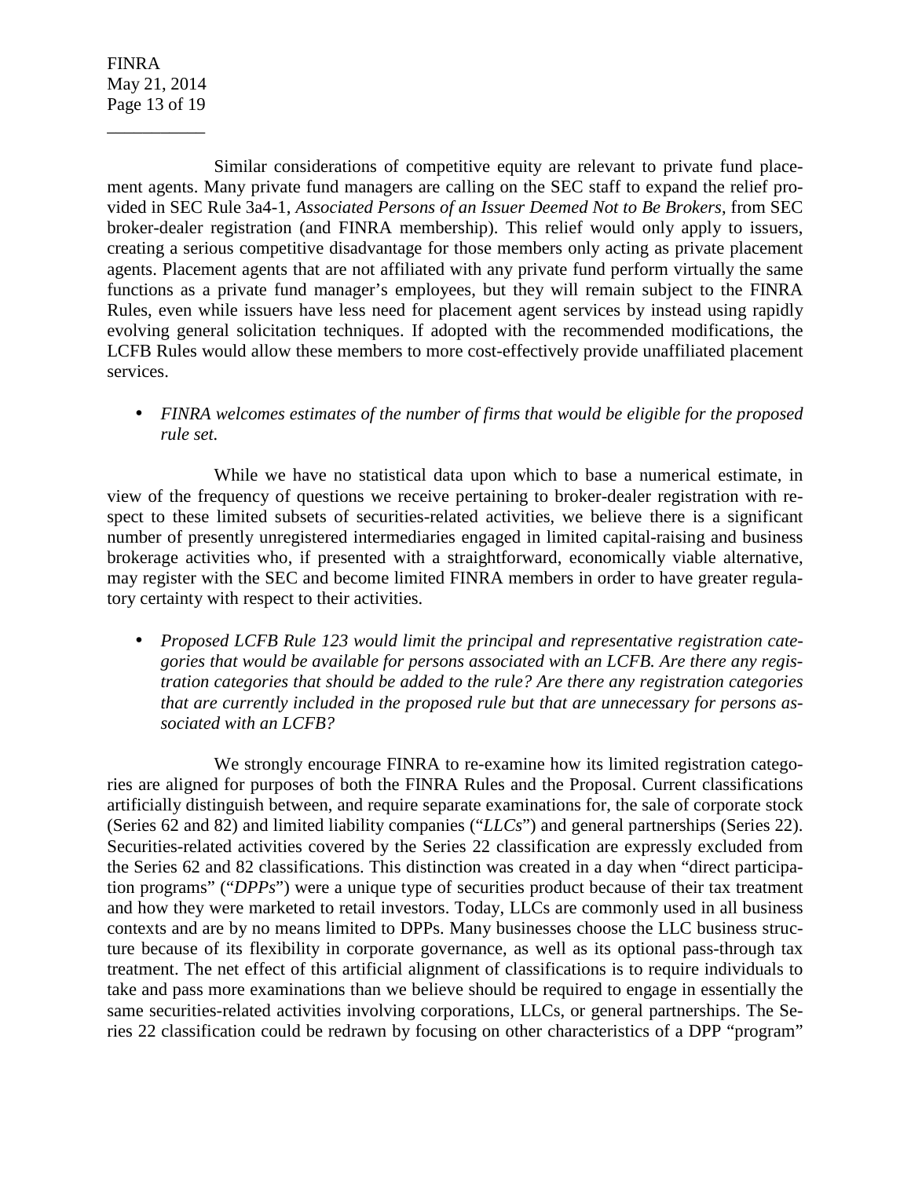Similar considerations of competitive equity are relevant to private fund placement agents. Many private fund managers are calling on the SEC staff to expand the relief provided in SEC Rule 3a4-1, *Associated Persons of an Issuer Deemed Not to Be Brokers*, from SEC broker-dealer registration (and FINRA membership). This relief would only apply to issuers, creating a serious competitive disadvantage for those members only acting as private placement agents. Placement agents that are not affiliated with any private fund perform virtually the same functions as a private fund manager's employees, but they will remain subject to the FINRA Rules, even while issuers have less need for placement agent services by instead using rapidly evolving general solicitation techniques. If adopted with the recommended modifications, the LCFB Rules would allow these members to more cost-effectively provide unaffiliated placement services.

- *FINRA welcomes estimates of the number of firms that would be eligible for the proposed rule set.*

While we have no statistical data upon which to base a numerical estimate, in view of the frequency of questions we receive pertaining to broker-dealer registration with respect to these limited subsets of securities-related activities, we believe there is a significant number of presently unregistered intermediaries engaged in limited capital-raising and business brokerage activities who, if presented with a straightforward, economically viable alternative, may register with the SEC and become limited FINRA members in order to have greater regulatory certainty with respect to their activities.

- *Proposed LCFB Rule 123 would limit the principal and representative registration categories that would be available for persons associated with an LCFB. Are there any registration categories that should be added to the rule? Are there any registration categories that are currently included in the proposed rule but that are unnecessary for persons associated with an LCFB?*

We strongly encourage FINRA to re-examine how its limited registration categories are aligned for purposes of both the FINRA Rules and the Proposal. Current classifications artificially distinguish between, and require separate examinations for, the sale of corporate stock (Series 62 and 82) and limited liability companies ("*LLCs*") and general partnerships (Series 22). Securities-related activities covered by the Series 22 classification are expressly excluded from the Series 62 and 82 classifications. This distinction was created in a day when "direct participation programs" ("*DPPs*") were a unique type of securities product because of their tax treatment and how they were marketed to retail investors. Today, LLCs are commonly used in all business contexts and are by no means limited to DPPs. Many businesses choose the LLC business structure because of its flexibility in corporate governance, as well as its optional pass-through tax treatment. The net effect of this artificial alignment of classifications is to require individuals to take and pass more examinations than we believe should be required to engage in essentially the same securities-related activities involving corporations, LLCs, or general partnerships. The Series 22 classification could be redrawn by focusing on other characteristics of a DPP "program"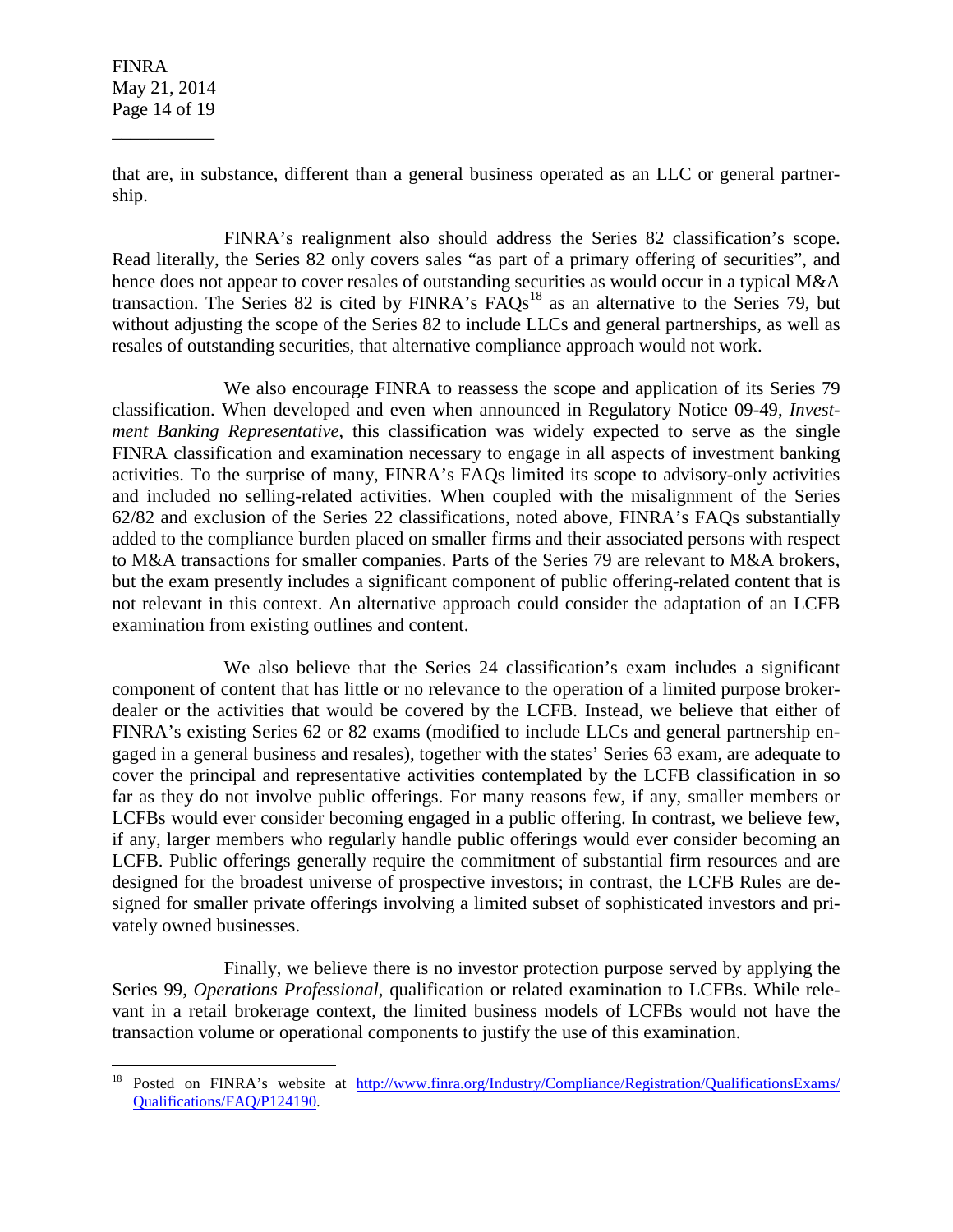that are, in substance, different than a general business operated as an LLC or general partnership.

FINRA's realignment also should address the Series 82 classification's scope. Read literally, the Series 82 only covers sales "as part of a primary offering of securities", and hence does not appear to cover resales of outstanding securities as would occur in a typical M&A transaction. The Series 82 is cited by FINRA's FAQs[18] as an alternative to the Series 79, but without adjusting the scope of the Series 82 to include LLCs and general partnerships, as well as resales of outstanding securities, that alternative compliance approach would not work.

We also encourage FINRA to reassess the scope and application of its Series 79 classification. When developed and even when announced in Regulatory Notice 09-49, *Investment Banking Representative*, this classification was widely expected to serve as the single FINRA classification and examination necessary to engage in all aspects of investment banking activities. To the surprise of many, FINRA's FAQs limited its scope to advisory-only activities and included no selling-related activities. When coupled with the misalignment of the Series 62/82 and exclusion of the Series 22 classifications, noted above, FINRA's FAQs substantially added to the compliance burden placed on smaller firms and their associated persons with respect to M&A transactions for smaller companies. Parts of the Series 79 are relevant to M&A brokers, but the exam presently includes a significant component of public offering-related content that is not relevant in this context. An alternative approach could consider the adaptation of an LCFB examination from existing outlines and content.

We also believe that the Series 24 classification's exam includes a significant component of content that has little or no relevance to the operation of a limited purpose broker-dealer or the activities that would be covered by the LCFB. Instead, we believe that either of FINRA's existing Series 62 or 82 exams (modified to include LLCs and general partnership engaged in a general business and resales), together with the states' Series 63 exam, are adequate to cover the principal and representative activities contemplated by the LCFB classification in so far as they do not involve public offerings. For many reasons few, if any, smaller members or LCFBs would ever consider becoming engaged in a public offering. In contrast, we believe few, if any, larger members who regularly handle public offerings would ever consider becoming an LCFB. Public offerings generally require the commitment of substantial firm resources and are designed for the broadest universe of prospective investors; in contrast, the LCFB Rules are designed for smaller private offerings involving a limited subset of sophisticated investors and privately owned businesses.

Finally, we believe there is no investor protection purpose served by applying the Series 99, *Operations Professional*, qualification or related examination to LCFBs. While relevant in a retail brokerage context, the limited business models of LCFBs would not have the transaction volume or operational components to justify the use of this examination.

---

[18] Posted on FINRA's website at http://www.finra.org/Industry/Compliance/Registration/QualificationsExams/Qualifications/FAQ/P124190.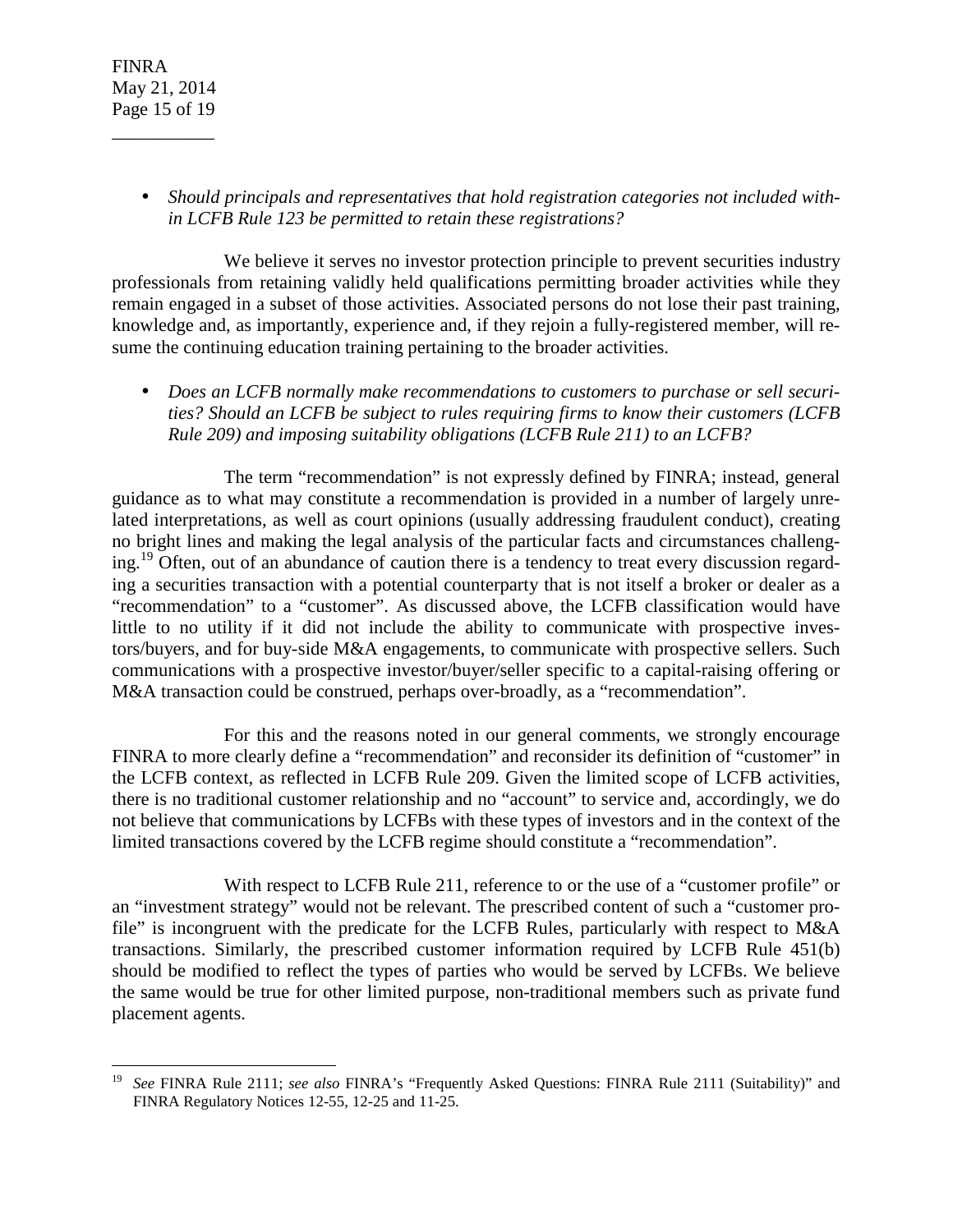- *Should principals and representatives that hold registration categories not included within LCFB Rule 123 be permitted to retain these registrations?*

We believe it serves no investor protection principle to prevent securities industry professionals from retaining validly held qualifications permitting broader activities while they remain engaged in a subset of those activities. Associated persons do not lose their past training, knowledge and, as importantly, experience and, if they rejoin a fully-registered member, will resume the continuing education training pertaining to the broader activities.

- *Does an LCFB normally make recommendations to customers to purchase or sell securities? Should an LCFB be subject to rules requiring firms to know their customers (LCFB Rule 209) and imposing suitability obligations (LCFB Rule 211) to an LCFB?*

The term "recommendation" is not expressly defined by FINRA; instead, general guidance as to what may constitute a recommendation is provided in a number of largely unrelated interpretations, as well as court opinions (usually addressing fraudulent conduct), creating no bright lines and making the legal analysis of the particular facts and circumstances challenging.[19] Often, out of an abundance of caution there is a tendency to treat every discussion regarding a securities transaction with a potential counterparty that is not itself a broker or dealer as a "recommendation" to a "customer". As discussed above, the LCFB classification would have little to no utility if it did not include the ability to communicate with prospective investors/buyers, and for buy-side M&A engagements, to communicate with prospective sellers. Such communications with a prospective investor/buyer/seller specific to a capital-raising offering or M&A transaction could be construed, perhaps over-broadly, as a "recommendation".

For this and the reasons noted in our general comments, we strongly encourage FINRA to more clearly define a "recommendation" and reconsider its definition of "customer" in the LCFB context, as reflected in LCFB Rule 209. Given the limited scope of LCFB activities, there is no traditional customer relationship and no "account" to service and, accordingly, we do not believe that communications by LCFBs with these types of investors and in the context of the limited transactions covered by the LCFB regime should constitute a "recommendation".

With respect to LCFB Rule 211, reference to or the use of a "customer profile" or an "investment strategy" would not be relevant. The prescribed content of such a "customer profile" is incongruent with the predicate for the LCFB Rules, particularly with respect to M&A transactions. Similarly, the prescribed customer information required by LCFB Rule 451(b) should be modified to reflect the types of parties who would be served by LCFBs. We believe the same would be true for other limited purpose, non-traditional members such as private fund placement agents.

---

[19] *See* FINRA Rule 2111; *see also* FINRA's "Frequently Asked Questions: FINRA Rule 2111 (Suitability)" and FINRA Regulatory Notices 12-55, 12-25 and 11-25.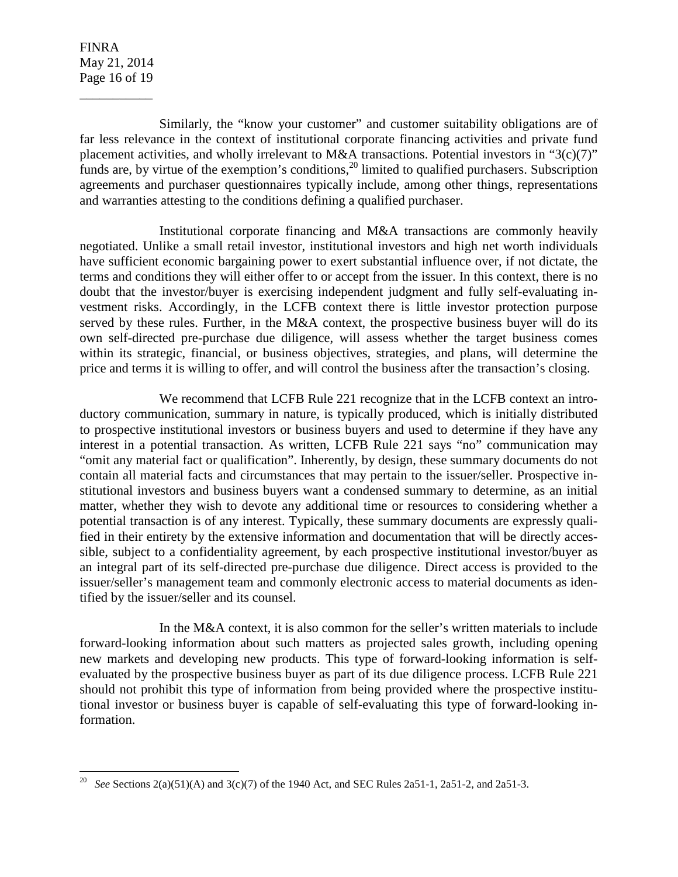Similarly, the "know your customer" and customer suitability obligations are of far less relevance in the context of institutional corporate financing activities and private fund placement activities, and wholly irrelevant to M&A transactions. Potential investors in "3(c)(7)" funds are, by virtue of the exemption's conditions,[20] limited to qualified purchasers. Subscription agreements and purchaser questionnaires typically include, among other things, representations and warranties attesting to the conditions defining a qualified purchaser.

Institutional corporate financing and M&A transactions are commonly heavily negotiated. Unlike a small retail investor, institutional investors and high net worth individuals have sufficient economic bargaining power to exert substantial influence over, if not dictate, the terms and conditions they will either offer to or accept from the issuer. In this context, there is no doubt that the investor/buyer is exercising independent judgment and fully self-evaluating investment risks. Accordingly, in the LCFB context there is little investor protection purpose served by these rules. Further, in the M&A context, the prospective business buyer will do its own self-directed pre-purchase due diligence, will assess whether the target business comes within its strategic, financial, or business objectives, strategies, and plans, will determine the price and terms it is willing to offer, and will control the business after the transaction's closing.

We recommend that LCFB Rule 221 recognize that in the LCFB context an introductory communication, summary in nature, is typically produced, which is initially distributed to prospective institutional investors or business buyers and used to determine if they have any interest in a potential transaction. As written, LCFB Rule 221 says "no" communication may "omit any material fact or qualification". Inherently, by design, these summary documents do not contain all material facts and circumstances that may pertain to the issuer/seller. Prospective institutional investors and business buyers want a condensed summary to determine, as an initial matter, whether they wish to devote any additional time or resources to considering whether a potential transaction is of any interest. Typically, these summary documents are expressly qualified in their entirety by the extensive information and documentation that will be directly accessible, subject to a confidentiality agreement, by each prospective institutional investor/buyer as an integral part of its self-directed pre-purchase due diligence. Direct access is provided to the issuer/seller's management team and commonly electronic access to material documents as identified by the issuer/seller and its counsel.

In the M&A context, it is also common for the seller's written materials to include forward-looking information about such matters as projected sales growth, including opening new markets and developing new products. This type of forward-looking information is self-evaluated by the prospective business buyer as part of its due diligence process. LCFB Rule 221 should not prohibit this type of information from being provided where the prospective institutional investor or business buyer is capable of self-evaluating this type of forward-looking information.

---

[20] *See* Sections 2(a)(51)(A) and 3(c)(7) of the 1940 Act, and SEC Rules 2a51-1, 2a51-2, and 2a51-3.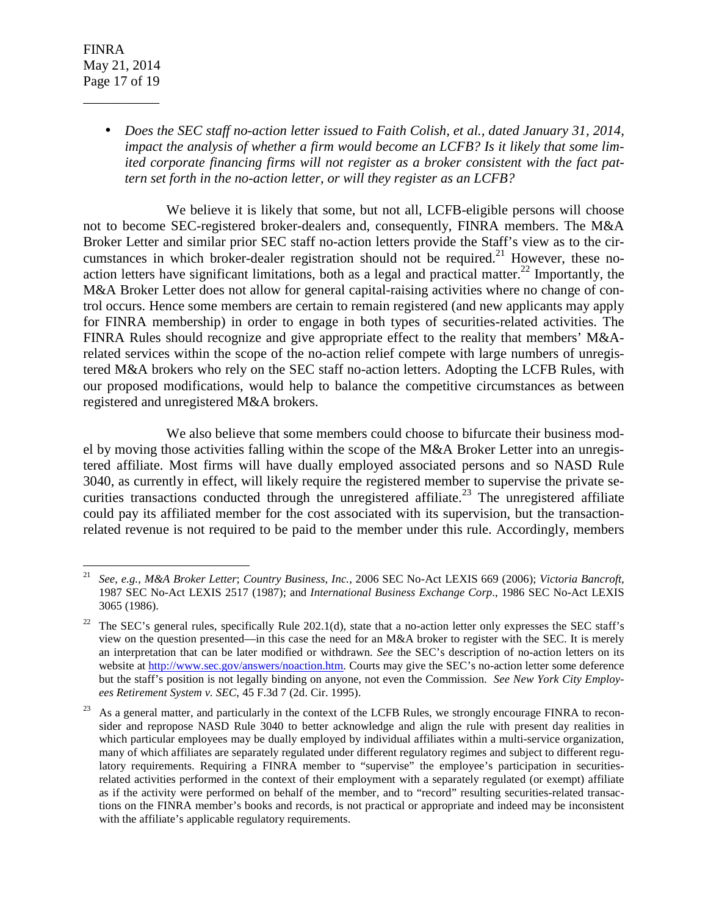- *Does the SEC staff no-action letter issued to Faith Colish, et al., dated January 31, 2014, impact the analysis of whether a firm would become an LCFB? Is it likely that some limited corporate financing firms will not register as a broker consistent with the fact pattern set forth in the no-action letter, or will they register as an LCFB?*

We believe it is likely that some, but not all, LCFB-eligible persons will choose not to become SEC-registered broker-dealers and, consequently, FINRA members. The M&A Broker Letter and similar prior SEC staff no-action letters provide the Staff's view as to the circumstances in which broker-dealer registration should not be required.[21] However, these no-action letters have significant limitations, both as a legal and practical matter.[22] Importantly, the M&A Broker Letter does not allow for general capital-raising activities where no change of control occurs. Hence some members are certain to remain registered (and new applicants may apply for FINRA membership) in order to engage in both types of securities-related activities. The FINRA Rules should recognize and give appropriate effect to the reality that members' M&A-related services within the scope of the no-action relief compete with large numbers of unregistered M&A brokers who rely on the SEC staff no-action letters. Adopting the LCFB Rules, with our proposed modifications, would help to balance the competitive circumstances as between registered and unregistered M&A brokers.

We also believe that some members could choose to bifurcate their business model by moving those activities falling within the scope of the M&A Broker Letter into an unregistered affiliate. Most firms will have dually employed associated persons and so NASD Rule 3040, as currently in effect, will likely require the registered member to supervise the private securities transactions conducted through the unregistered affiliate.[23] The unregistered affiliate could pay its affiliated member for the cost associated with its supervision, but the transaction-related revenue is not required to be paid to the member under this rule. Accordingly, members

---

[21] *See, e.g., M&A Broker Letter*; *Country Business, Inc.*, 2006 SEC No-Act LEXIS 669 (2006); *Victoria Bancroft*, 1987 SEC No-Act LEXIS 2517 (1987); and *International Business Exchange Corp*., 1986 SEC No-Act LEXIS 3065 (1986).

[22] The SEC's general rules, specifically Rule 202.1(d), state that a no-action letter only expresses the SEC staff's view on the question presented—in this case the need for an M&A broker to register with the SEC. It is merely an interpretation that can be later modified or withdrawn. *See* the SEC's description of no-action letters on its website at http://www.sec.gov/answers/noaction.htm. Courts may give the SEC's no-action letter some deference but the staff's position is not legally binding on anyone, not even the Commission. *See New York City Employees Retirement System v. SEC,* 45 F.3d 7 (2d. Cir. 1995).

[23] As a general matter, and particularly in the context of the LCFB Rules, we strongly encourage FINRA to reconsider and repropose NASD Rule 3040 to better acknowledge and align the rule with present day realities in which particular employees may be dually employed by individual affiliates within a multi-service organization, many of which affiliates are separately regulated under different regulatory regimes and subject to different regulatory requirements. Requiring a FINRA member to "supervise" the employee's participation in securities-related activities performed in the context of their employment with a separately regulated (or exempt) affiliate as if the activity were performed on behalf of the member, and to "record" resulting securities-related transactions on the FINRA member's books and records, is not practical or appropriate and indeed may be inconsistent with the affiliate's applicable regulatory requirements.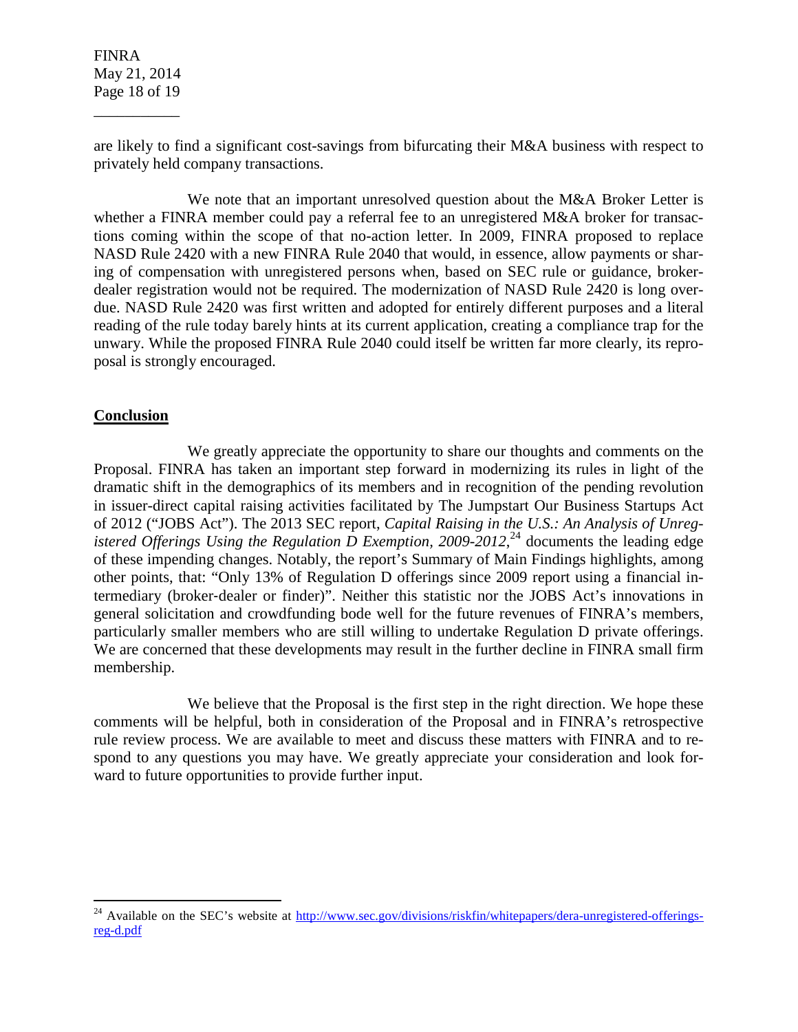are likely to find a significant cost-savings from bifurcating their M&A business with respect to privately held company transactions.

We note that an important unresolved question about the M&A Broker Letter is whether a FINRA member could pay a referral fee to an unregistered M&A broker for transactions coming within the scope of that no-action letter. In 2009, FINRA proposed to replace NASD Rule 2420 with a new FINRA Rule 2040 that would, in essence, allow payments or sharing of compensation with unregistered persons when, based on SEC rule or guidance, broker-dealer registration would not be required. The modernization of NASD Rule 2420 is long overdue. NASD Rule 2420 was first written and adopted for entirely different purposes and a literal reading of the rule today barely hints at its current application, creating a compliance trap for the unwary. While the proposed FINRA Rule 2040 could itself be written far more clearly, its reproposal is strongly encouraged.

## Conclusion

We greatly appreciate the opportunity to share our thoughts and comments on the Proposal. FINRA has taken an important step forward in modernizing its rules in light of the dramatic shift in the demographics of its members and in recognition of the pending revolution in issuer-direct capital raising activities facilitated by The Jumpstart Our Business Startups Act of 2012 ("JOBS Act"). The 2013 SEC report, *Capital Raising in the U.S.: An Analysis of Unregistered Offerings Using the Regulation D Exemption, 2009-2012*,[24] documents the leading edge of these impending changes. Notably, the report's Summary of Main Findings highlights, among other points, that: "Only 13% of Regulation D offerings since 2009 report using a financial intermediary (broker-dealer or finder)". Neither this statistic nor the JOBS Act's innovations in general solicitation and crowdfunding bode well for the future revenues of FINRA's members, particularly smaller members who are still willing to undertake Regulation D private offerings. We are concerned that these developments may result in the further decline in FINRA small firm membership.

We believe that the Proposal is the first step in the right direction. We hope these comments will be helpful, both in consideration of the Proposal and in FINRA's retrospective rule review process. We are available to meet and discuss these matters with FINRA and to respond to any questions you may have. We greatly appreciate your consideration and look forward to future opportunities to provide further input.

---

[24] Available on the SEC's website at http://www.sec.gov/divisions/riskfin/whitepapers/dera-unregistered-offerings-reg-d.pdf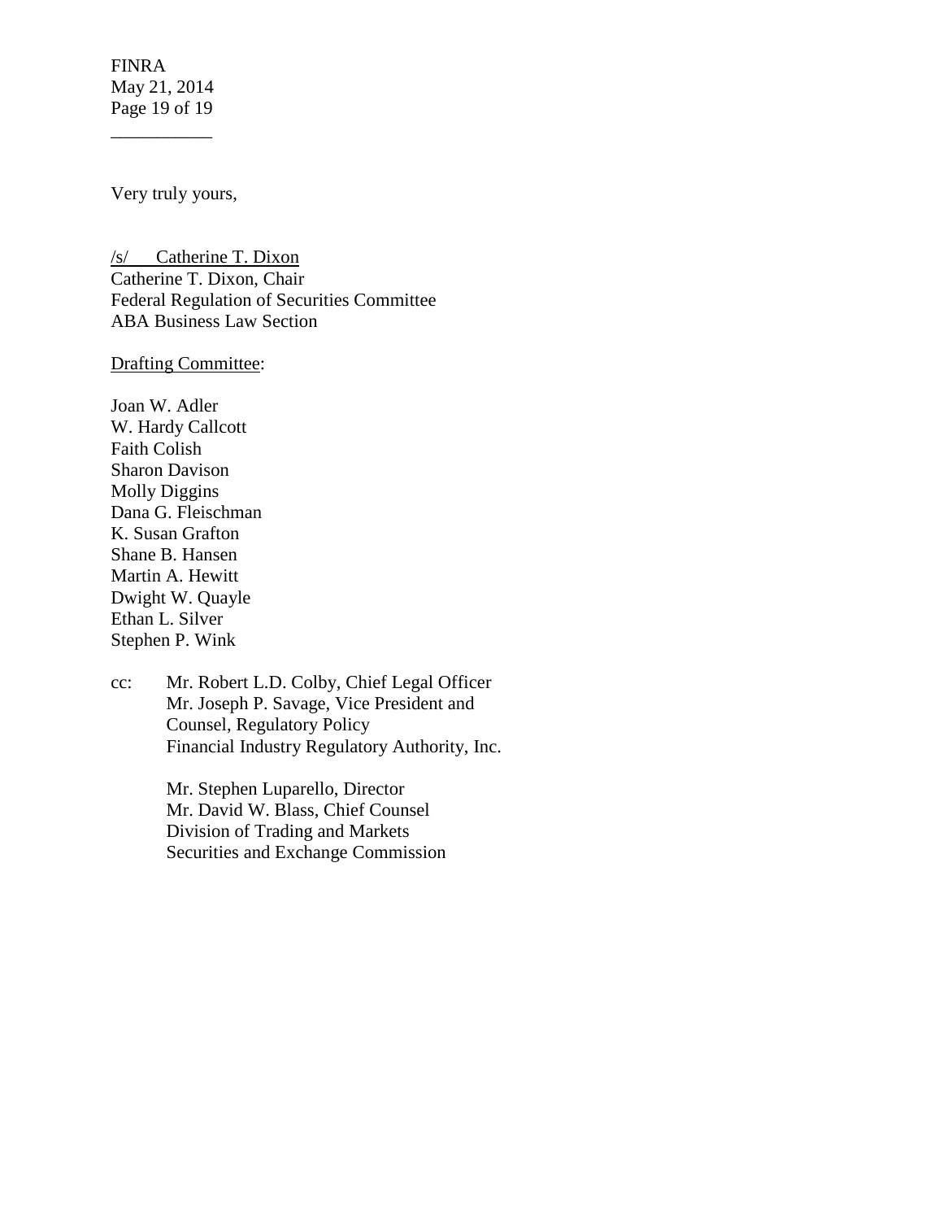Very truly yours,

/s/ Catherine T. Dixon
Catherine T. Dixon, Chair
Federal Regulation of Securities Committee
ABA Business Law Section

Drafting Committee:

Joan W. Adler
W. Hardy Callcott
Faith Colish
Sharon Davison
Molly Diggins
Dana G. Fleischman
K. Susan Grafton
Shane B. Hansen
Martin A. Hewitt
Dwight W. Quayle
Ethan L. Silver
Stephen P. Wink

cc: Mr. Robert L.D. Colby, Chief Legal Officer
Mr. Joseph P. Savage, Vice President and Counsel, Regulatory Policy
Financial Industry Regulatory Authority, Inc.

Mr. Stephen Luparello, Director
Mr. David W. Blass, Chief Counsel
Division of Trading and Markets
Securities and Exchange Commission